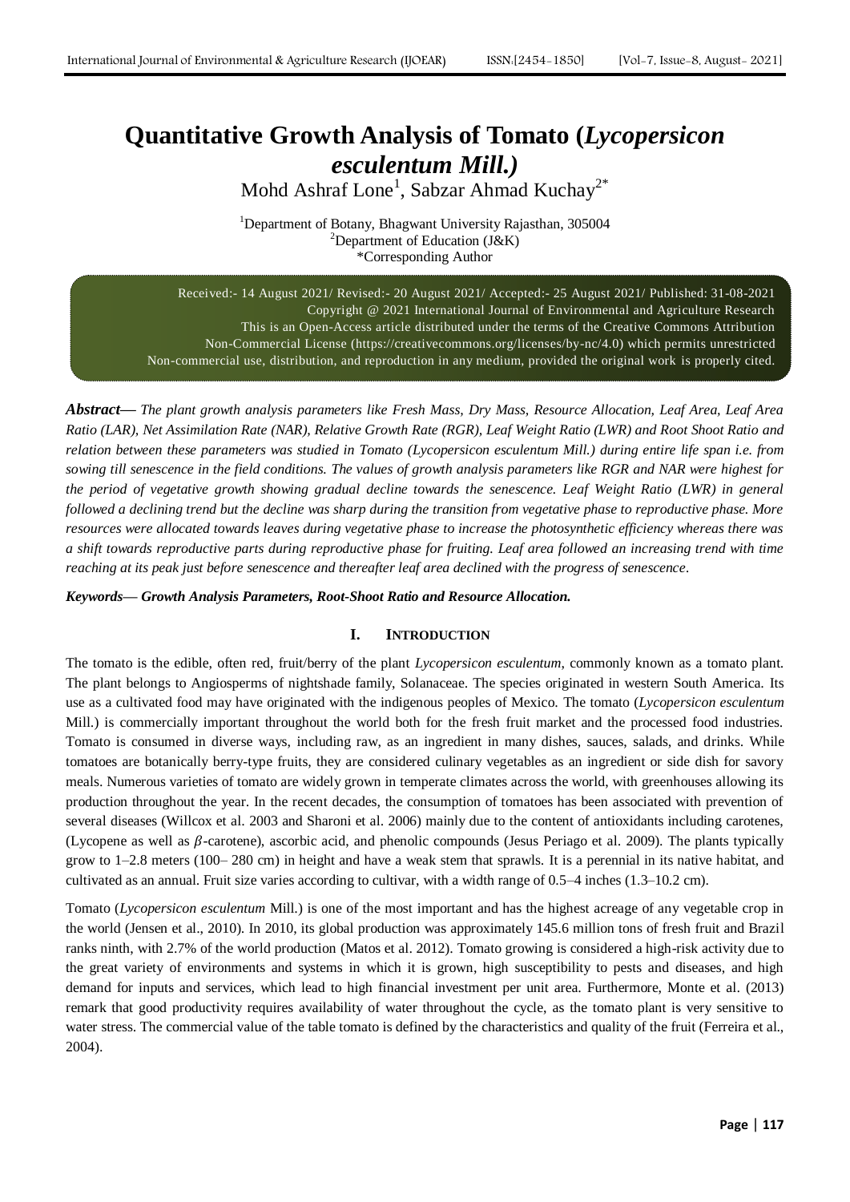# Quantitative Growth Analysis of Tomato (*Lycopersicon esculentum Mill.)*

Mohd Ashraf Lone[1], Sabzar Ahmad Kuchay[2*]

[1]Department of Botany, Bhagwant University Rajasthan, 305004
[2]Department of Education (J&K)
*Corresponding Author

Received:- 14 August 2021/ Revised:- 20 August 2021/ Accepted:- 25 August 2021/ Published: 31-08-2021
Copyright @ 2021 International Journal of Environmental and Agriculture Research
This is an Open-Access article distributed under the terms of the Creative Commons Attribution Non-Commercial License (https://creativecommons.org/licenses/by-nc/4.0) which permits unrestricted Non-commercial use, distribution, and reproduction in any medium, provided the original work is properly cited.

***Abstract*****—** *The plant growth analysis parameters like Fresh Mass, Dry Mass, Resource Allocation, Leaf Area, Leaf Area Ratio (LAR), Net Assimilation Rate (NAR), Relative Growth Rate (RGR), Leaf Weight Ratio (LWR) and Root Shoot Ratio and relation between these parameters was studied in Tomato (Lycopersicon esculentum Mill.) during entire life span i.e. from sowing till senescence in the field conditions. The values of growth analysis parameters like RGR and NAR were highest for the period of vegetative growth showing gradual decline towards the senescence. Leaf Weight Ratio (LWR) in general followed a declining trend but the decline was sharp during the transition from vegetative phase to reproductive phase. More resources were allocated towards leaves during vegetative phase to increase the photosynthetic efficiency whereas there was a shift towards reproductive parts during reproductive phase for fruiting. Leaf area followed an increasing trend with time reaching at its peak just before senescence and thereafter leaf area declined with the progress of senescence.*

***Keywords*****—** ***Growth Analysis Parameters, Root-Shoot Ratio and Resource Allocation.***

## I. INTRODUCTION

The tomato is the edible, often red, fruit/berry of the plant *Lycopersicon esculentum*, commonly known as a tomato plant. The plant belongs to Angiosperms of nightshade family, Solanaceae. The species originated in western South America. Its use as a cultivated food may have originated with the indigenous peoples of Mexico. The tomato (*Lycopersicon esculentum* Mill.) is commercially important throughout the world both for the fresh fruit market and the processed food industries. Tomato is consumed in diverse ways, including raw, as an ingredient in many dishes, sauces, salads, and drinks. While tomatoes are botanically berry-type fruits, they are considered culinary vegetables as an ingredient or side dish for savory meals. Numerous varieties of tomato are widely grown in temperate climates across the world, with greenhouses allowing its production throughout the year. In the recent decades, the consumption of tomatoes has been associated with prevention of several diseases (Willcox et al. 2003 and Sharoni et al. 2006) mainly due to the content of antioxidants including carotenes, (Lycopene as well as $\beta$-carotene), ascorbic acid, and phenolic compounds (Jesus Periago et al. 2009). The plants typically grow to 1–2.8 meters (100– 280 cm) in height and have a weak stem that sprawls. It is a perennial in its native habitat, and cultivated as an annual. Fruit size varies according to cultivar, with a width range of 0.5–4 inches (1.3–10.2 cm).

Tomato (*Lycopersicon esculentum* Mill.) is one of the most important and has the highest acreage of any vegetable crop in the world (Jensen et al., 2010). In 2010, its global production was approximately 145.6 million tons of fresh fruit and Brazil ranks ninth, with 2.7% of the world production (Matos et al. 2012). Tomato growing is considered a high-risk activity due to the great variety of environments and systems in which it is grown, high susceptibility to pests and diseases, and high demand for inputs and services, which lead to high financial investment per unit area. Furthermore, Monte et al. (2013) remark that good productivity requires availability of water throughout the cycle, as the tomato plant is very sensitive to water stress. The commercial value of the table tomato is defined by the characteristics and quality of the fruit (Ferreira et al., 2004).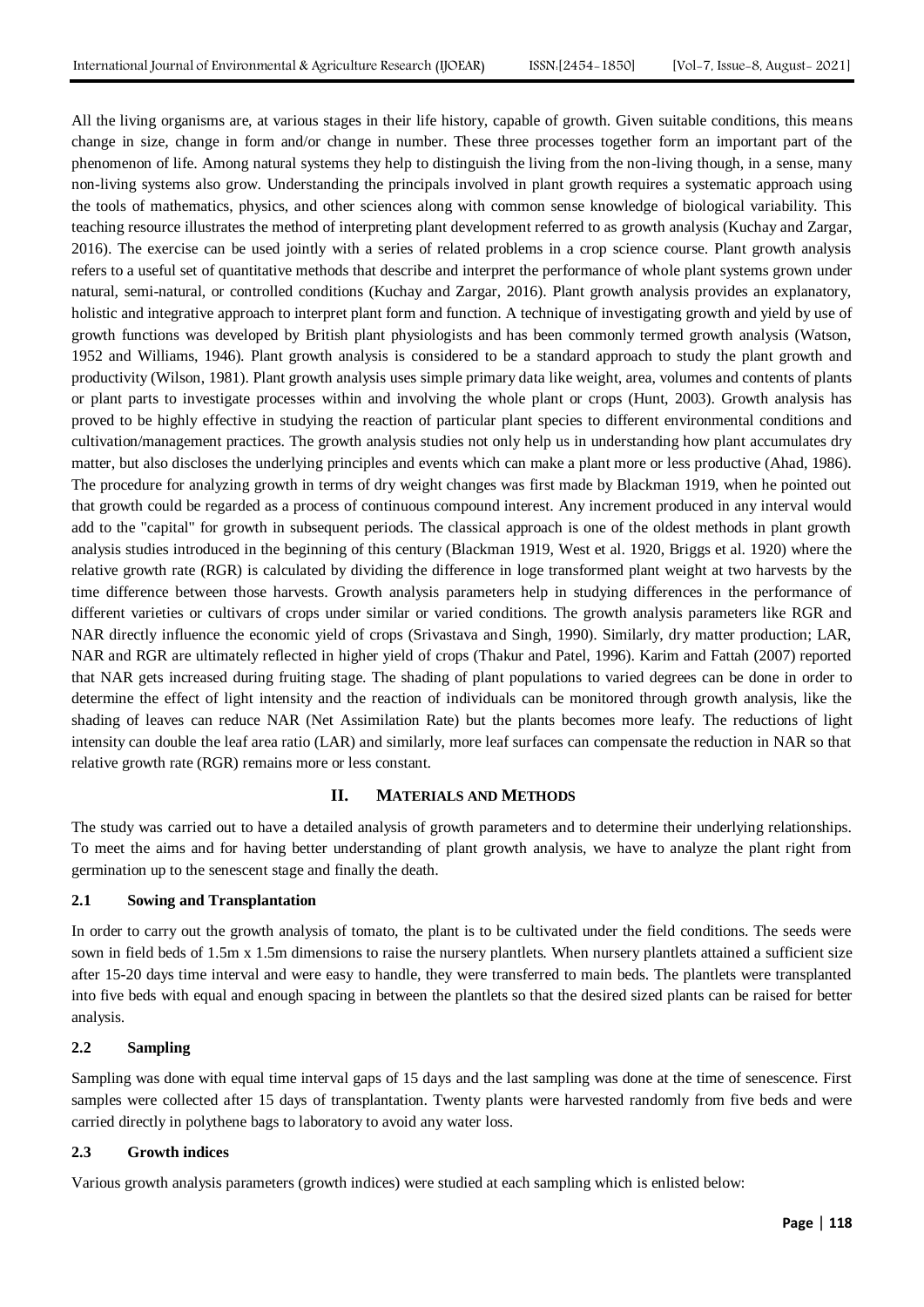All the living organisms are, at various stages in their life history, capable of growth. Given suitable conditions, this means change in size, change in form and/or change in number. These three processes together form an important part of the phenomenon of life. Among natural systems they help to distinguish the living from the non-living though, in a sense, many non-living systems also grow. Understanding the principals involved in plant growth requires a systematic approach using the tools of mathematics, physics, and other sciences along with common sense knowledge of biological variability. This teaching resource illustrates the method of interpreting plant development referred to as growth analysis (Kuchay and Zargar, 2016). The exercise can be used jointly with a series of related problems in a crop science course. Plant growth analysis refers to a useful set of quantitative methods that describe and interpret the performance of whole plant systems grown under natural, semi-natural, or controlled conditions (Kuchay and Zargar, 2016). Plant growth analysis provides an explanatory, holistic and integrative approach to interpret plant form and function. A technique of investigating growth and yield by use of growth functions was developed by British plant physiologists and has been commonly termed growth analysis (Watson, 1952 and Williams, 1946). Plant growth analysis is considered to be a standard approach to study the plant growth and productivity (Wilson, 1981). Plant growth analysis uses simple primary data like weight, area, volumes and contents of plants or plant parts to investigate processes within and involving the whole plant or crops (Hunt, 2003). Growth analysis has proved to be highly effective in studying the reaction of particular plant species to different environmental conditions and cultivation/management practices. The growth analysis studies not only help us in understanding how plant accumulates dry matter, but also discloses the underlying principles and events which can make a plant more or less productive (Ahad, 1986). The procedure for analyzing growth in terms of dry weight changes was first made by Blackman 1919, when he pointed out that growth could be regarded as a process of continuous compound interest. Any increment produced in any interval would add to the "capital" for growth in subsequent periods. The classical approach is one of the oldest methods in plant growth analysis studies introduced in the beginning of this century (Blackman 1919, West et al. 1920, Briggs et al. 1920) where the relative growth rate (RGR) is calculated by dividing the difference in loge transformed plant weight at two harvests by the time difference between those harvests. Growth analysis parameters help in studying differences in the performance of different varieties or cultivars of crops under similar or varied conditions. The growth analysis parameters like RGR and NAR directly influence the economic yield of crops (Srivastava and Singh, 1990). Similarly, dry matter production; LAR, NAR and RGR are ultimately reflected in higher yield of crops (Thakur and Patel, 1996). Karim and Fattah (2007) reported that NAR gets increased during fruiting stage. The shading of plant populations to varied degrees can be done in order to determine the effect of light intensity and the reaction of individuals can be monitored through growth analysis, like the shading of leaves can reduce NAR (Net Assimilation Rate) but the plants becomes more leafy. The reductions of light intensity can double the leaf area ratio (LAR) and similarly, more leaf surfaces can compensate the reduction in NAR so that relative growth rate (RGR) remains more or less constant.

## II. Materials and Methods

The study was carried out to have a detailed analysis of growth parameters and to determine their underlying relationships. To meet the aims and for having better understanding of plant growth analysis, we have to analyze the plant right from germination up to the senescent stage and finally the death.

### 2.1 Sowing and Transplantation

In order to carry out the growth analysis of tomato, the plant is to be cultivated under the field conditions. The seeds were sown in field beds of 1.5m x 1.5m dimensions to raise the nursery plantlets. When nursery plantlets attained a sufficient size after 15-20 days time interval and were easy to handle, they were transferred to main beds. The plantlets were transplanted into five beds with equal and enough spacing in between the plantlets so that the desired sized plants can be raised for better analysis.

### 2.2 Sampling

Sampling was done with equal time interval gaps of 15 days and the last sampling was done at the time of senescence. First samples were collected after 15 days of transplantation. Twenty plants were harvested randomly from five beds and were carried directly in polythene bags to laboratory to avoid any water loss.

### 2.3 Growth indices

Various growth analysis parameters (growth indices) were studied at each sampling which is enlisted below: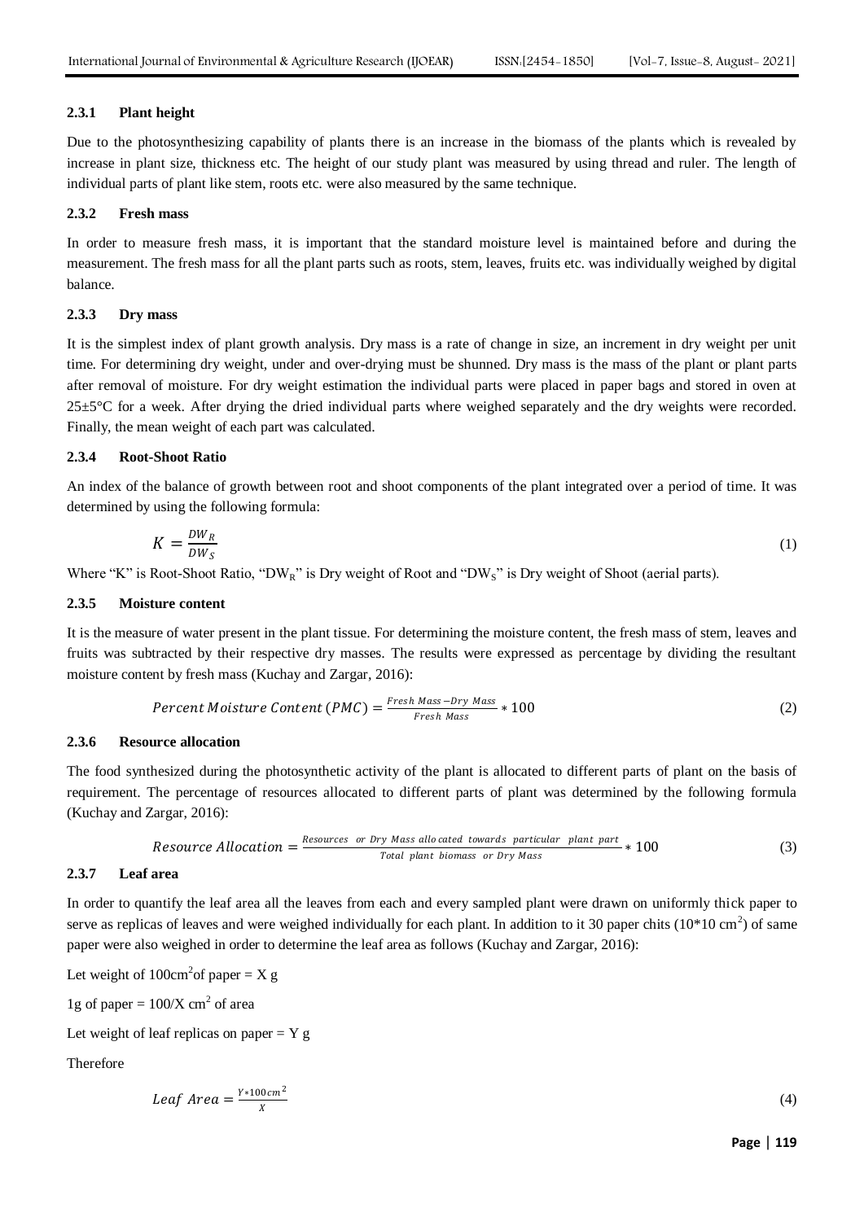### 2.3.1 Plant height

Due to the photosynthesizing capability of plants there is an increase in the biomass of the plants which is revealed by increase in plant size, thickness etc. The height of our study plant was measured by using thread and ruler. The length of individual parts of plant like stem, roots etc. were also measured by the same technique.

### 2.3.2 Fresh mass

In order to measure fresh mass, it is important that the standard moisture level is maintained before and during the measurement. The fresh mass for all the plant parts such as roots, stem, leaves, fruits etc. was individually weighed by digital balance.

### 2.3.3 Dry mass

It is the simplest index of plant growth analysis. Dry mass is a rate of change in size, an increment in dry weight per unit time. For determining dry weight, under and over-drying must be shunned. Dry mass is the mass of the plant or plant parts after removal of moisture. For dry weight estimation the individual parts were placed in paper bags and stored in oven at 25±5°C for a week. After drying the dried individual parts where weighed separately and the dry weights were recorded. Finally, the mean weight of each part was calculated.

### 2.3.4 Root-Shoot Ratio

An index of the balance of growth between root and shoot components of the plant integrated over a period of time. It was determined by using the following formula:

$$K = \frac{DW_R}{DW_S} \tag{1}$$

Where "K" is Root-Shoot Ratio, "$DW_R$" is Dry weight of Root and "$DW_S$" is Dry weight of Shoot (aerial parts).

### 2.3.5 Moisture content

It is the measure of water present in the plant tissue. For determining the moisture content, the fresh mass of stem, leaves and fruits was subtracted by their respective dry masses. The results were expressed as percentage by dividing the resultant moisture content by fresh mass (Kuchay and Zargar, 2016):

$$Percent\ Moisture\ Content\ (PMC) = \frac{Fresh\ Mass - Dry\ Mass}{Fresh\ Mass} * 100 \tag{2}$$

### 2.3.6 Resource allocation

The food synthesized during the photosynthetic activity of the plant is allocated to different parts of plant on the basis of requirement. The percentage of resources allocated to different parts of plant was determined by the following formula (Kuchay and Zargar, 2016):

$$Resource\ Allocation = \frac{Resources\ \ or\ Dry\ Mass\ allocated\ towards\ particular\ \ plant\ part}{Total\ \ plant\ biomass\ \ or\ Dry\ Mass} * 100 \tag{3}$$

### 2.3.7 Leaf area

In order to quantify the leaf area all the leaves from each and every sampled plant were drawn on uniformly thick paper to serve as replicas of leaves and were weighed individually for each plant. In addition to it 30 paper chits (10*10 $cm^2$) of same paper were also weighed in order to determine the leaf area as follows (Kuchay and Zargar, 2016):

Let weight of 100$cm^2$of paper = X g

1g of paper = 100/X $cm^2$ of area

Let weight of leaf replicas on paper = Y g

Therefore

$$Leaf\ Area = \frac{Y * 100 cm^2}{X} \tag{4}$$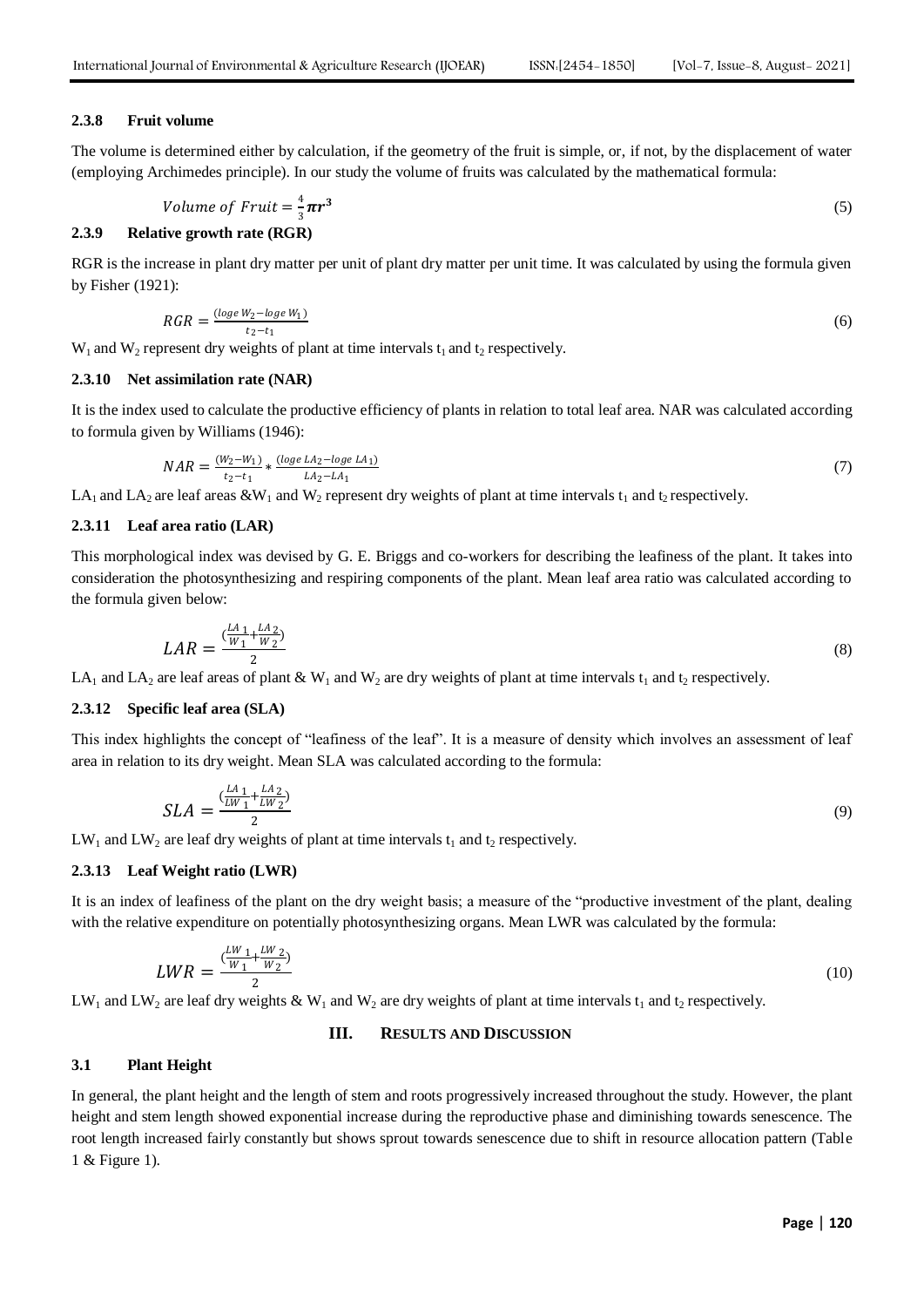### 2.3.8 Fruit volume

The volume is determined either by calculation, if the geometry of the fruit is simple, or, if not, by the displacement of water (employing Archimedes principle). In our study the volume of fruits was calculated by the mathematical formula:

$$Volume\ of\ Fruit = \frac{4}{3}\boldsymbol{\pi r^3} \tag{5}$$

### 2.3.9 Relative growth rate (RGR)

RGR is the increase in plant dry matter per unit of plant dry matter per unit time. It was calculated by using the formula given by Fisher (1921):

$$RGR = \frac{(loge\ W_2 - loge\ W_1)}{t_2 - t_1} \tag{6}$$

$W_1$ and $W_2$ represent dry weights of plant at time intervals $t_1$ and $t_2$ respectively.

### 2.3.10 Net assimilation rate (NAR)

It is the index used to calculate the productive efficiency of plants in relation to total leaf area. NAR was calculated according to formula given by Williams (1946):

$$NAR = \frac{(W_2 - W_1)}{t_2 - t_1} * \frac{(loge\ LA_2 - loge\ LA_1)}{LA_2 - LA_1} \tag{7}$$

$LA_1$ and $LA_2$ are leaf areas &$W_1$ and $W_2$ represent dry weights of plant at time intervals $t_1$ and $t_2$ respectively.

### 2.3.11 Leaf area ratio (LAR)

This morphological index was devised by G. E. Briggs and co-workers for describing the leafiness of the plant. It takes into consideration the photosynthesizing and respiring components of the plant. Mean leaf area ratio was calculated according to the formula given below:

$$LAR = \frac{\left(\frac{LA_1}{W_1} + \frac{LA_2}{W_2}\right)}{2} \tag{8}$$

$LA_1$ and $LA_2$ are leaf areas of plant & $W_1$ and $W_2$ are dry weights of plant at time intervals $t_1$ and $t_2$ respectively.

### 2.3.12 Specific leaf area (SLA)

This index highlights the concept of "leafiness of the leaf". It is a measure of density which involves an assessment of leaf area in relation to its dry weight. Mean SLA was calculated according to the formula:

$$SLA = \frac{\left(\frac{LA_1}{LW_1} + \frac{LA_2}{LW_2}\right)}{2} \tag{9}$$

$LW_1$ and $LW_2$ are leaf dry weights of plant at time intervals $t_1$ and $t_2$ respectively.

### 2.3.13 Leaf Weight ratio (LWR)

It is an index of leafiness of the plant on the dry weight basis; a measure of the "productive investment of the plant, dealing with the relative expenditure on potentially photosynthesizing organs. Mean LWR was calculated by the formula:

$$LWR = \frac{\left(\frac{LW_1}{W_1} + \frac{LW_2}{W_2}\right)}{2} \tag{10}$$

$LW_1$ and $LW_2$ are leaf dry weights & $W_1$ and $W_2$ are dry weights of plant at time intervals $t_1$ and $t_2$ respectively.

## III. RESULTS AND DISCUSSION

### 3.1 Plant Height

In general, the plant height and the length of stem and roots progressively increased throughout the study. However, the plant height and stem length showed exponential increase during the reproductive phase and diminishing towards senescence. The root length increased fairly constantly but shows sprout towards senescence due to shift in resource allocation pattern (Table 1 & Figure 1).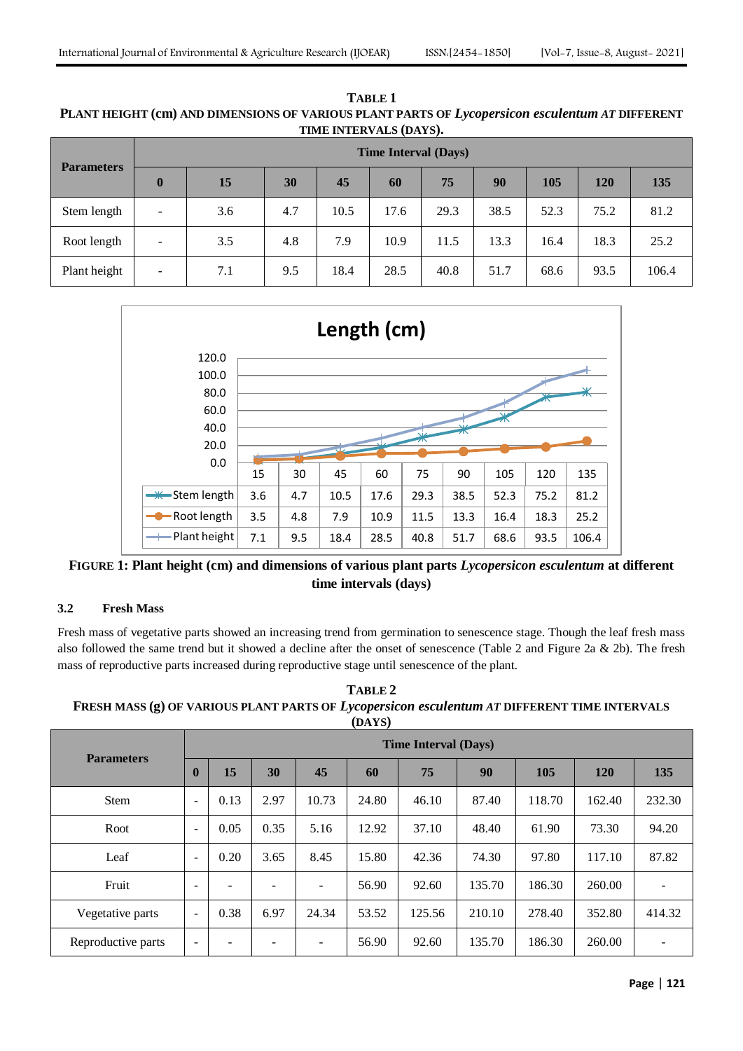**TABLE 1**
**PLANT HEIGHT (cm) AND DIMENSIONS OF VARIOUS PLANT PARTS OF *Lycopersicon esculentum* AT DIFFERENT TIME INTERVALS (DAYS).**

| Parameters | Time Interval (Days) | | | | | | | | | |
|---|---|---|---|---|---|---|---|---|---|---|
| | 0 | 15 | 30 | 45 | 60 | 75 | 90 | 105 | 120 | 135 |
| Stem length | - | 3.6 | 4.7 | 10.5 | 17.6 | 29.3 | 38.5 | 52.3 | 75.2 | 81.2 |
| Root length | - | 3.5 | 4.8 | 7.9 | 10.9 | 11.5 | 13.3 | 16.4 | 18.3 | 25.2 |
| Plant height | - | 7.1 | 9.5 | 18.4 | 28.5 | 40.8 | 51.7 | 68.6 | 93.5 | 106.4 |

**Length (cm)**

| | 15 | 30 | 45 | 60 | 75 | 90 | 105 | 120 | 135 |
|---|---|---|---|---|---|---|---|---|---|
| Stem length | 3.6 | 4.7 | 10.5 | 17.6 | 29.3 | 38.5 | 52.3 | 75.2 | 81.2 |
| Root length | 3.5 | 4.8 | 7.9 | 10.9 | 11.5 | 13.3 | 16.4 | 18.3 | 25.2 |
| Plant height | 7.1 | 9.5 | 18.4 | 28.5 | 40.8 | 51.7 | 68.6 | 93.5 | 106.4 |

**FIGURE 1: Plant height (cm) and dimensions of various plant parts *Lycopersicon esculentum* at different time intervals (days)**

### 3.2 Fresh Mass

Fresh mass of vegetative parts showed an increasing trend from germination to senescence stage. Though the leaf fresh mass also followed the same trend but it showed a decline after the onset of senescence (Table 2 and Figure 2a & 2b). The fresh mass of reproductive parts increased during reproductive stage until senescence of the plant.

**TABLE 2**
**FRESH MASS (g) OF VARIOUS PLANT PARTS OF *Lycopersicon esculentum* AT DIFFERENT TIME INTERVALS (DAYS)**

| Parameters | Time Interval (Days) | | | | | | | | | |
|---|---|---|---|---|---|---|---|---|---|---|
| | 0 | 15 | 30 | 45 | 60 | 75 | 90 | 105 | 120 | 135 |
| Stem | - | 0.13 | 2.97 | 10.73 | 24.80 | 46.10 | 87.40 | 118.70 | 162.40 | 232.30 |
| Root | - | 0.05 | 0.35 | 5.16 | 12.92 | 37.10 | 48.40 | 61.90 | 73.30 | 94.20 |
| Leaf | - | 0.20 | 3.65 | 8.45 | 15.80 | 42.36 | 74.30 | 97.80 | 117.10 | 87.82 |
| Fruit | - | - | - | - | 56.90 | 92.60 | 135.70 | 186.30 | 260.00 | - |
| Vegetative parts | - | 0.38 | 6.97 | 24.34 | 53.52 | 125.56 | 210.10 | 278.40 | 352.80 | 414.32 |
| Reproductive parts | - | - | - | - | 56.90 | 92.60 | 135.70 | 186.30 | 260.00 | - |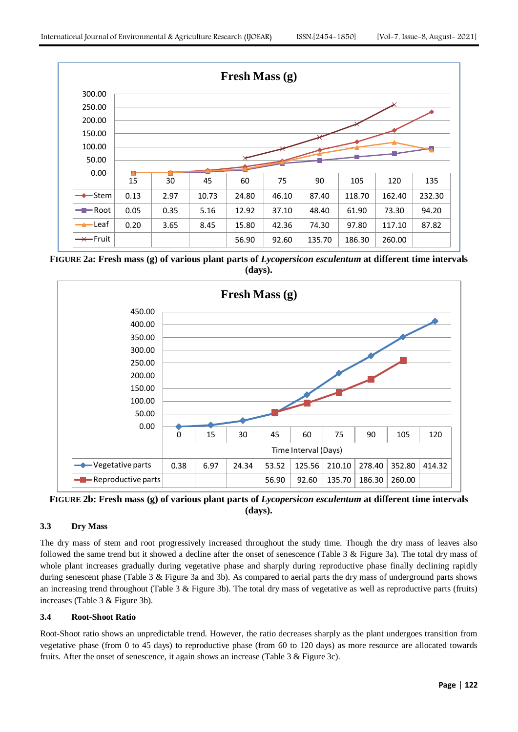**Fresh Mass (g)**

| | 15 | 30 | 45 | 60 | 75 | 90 | 105 | 120 | 135 |
|---|---|---|---|---|---|---|---|---|---|
| Stem | 0.13 | 2.97 | 10.73 | 24.80 | 46.10 | 87.40 | 118.70 | 162.40 | 232.30 |
| Root | 0.05 | 0.35 | 5.16 | 12.92 | 37.10 | 48.40 | 61.90 | 73.30 | 94.20 |
| Leaf | 0.20 | 3.65 | 8.45 | 15.80 | 42.36 | 74.30 | 97.80 | 117.10 | 87.82 |
| Fruit | | | | 56.90 | 92.60 | 135.70 | 186.30 | 260.00 | |

**FIGURE 2a: Fresh mass (g) of various plant parts of *Lycopersicon esculentum* at different time intervals (days).**

**Fresh Mass (g)**

| Time Interval (Days) | 0 | 15 | 30 | 45 | 60 | 75 | 90 | 105 | 120 |
|---|---|---|---|---|---|---|---|---|---|
| Vegetative parts | 0.38 | 6.97 | 24.34 | 53.52 | 125.56 | 210.10 | 278.40 | 352.80 | 414.32 |
| Reproductive parts | | | | 56.90 | 92.60 | 135.70 | 186.30 | 260.00 | |

**FIGURE 2b: Fresh mass (g) of various plant parts of *Lycopersicon esculentum* at different time intervals (days).**

### 3.3 Dry Mass

The dry mass of stem and root progressively increased throughout the study time. Though the dry mass of leaves also followed the same trend but it showed a decline after the onset of senescence (Table 3 & Figure 3a). The total dry mass of whole plant increases gradually during vegetative phase and sharply during reproductive phase finally declining rapidly during senescent phase (Table 3a and 3b). As compared to aerial parts the dry mass of underground parts shows an increasing trend throughout (Table 3 & Figure 3b). The total dry mass of vegetative as well as reproductive parts (fruits) increases (Table 3 & Figure 3b).

### 3.4 Root-Shoot Ratio

Root-Shoot ratio shows an unpredictable trend. However, the ratio decreases sharply as the plant undergoes transition from vegetative phase (from 0 to 45 days) to reproductive phase (from 60 to 120 days) as more resource are allocated towards fruits. After the onset of senescence, it again shows an increase (Table 3 & Figure 3c).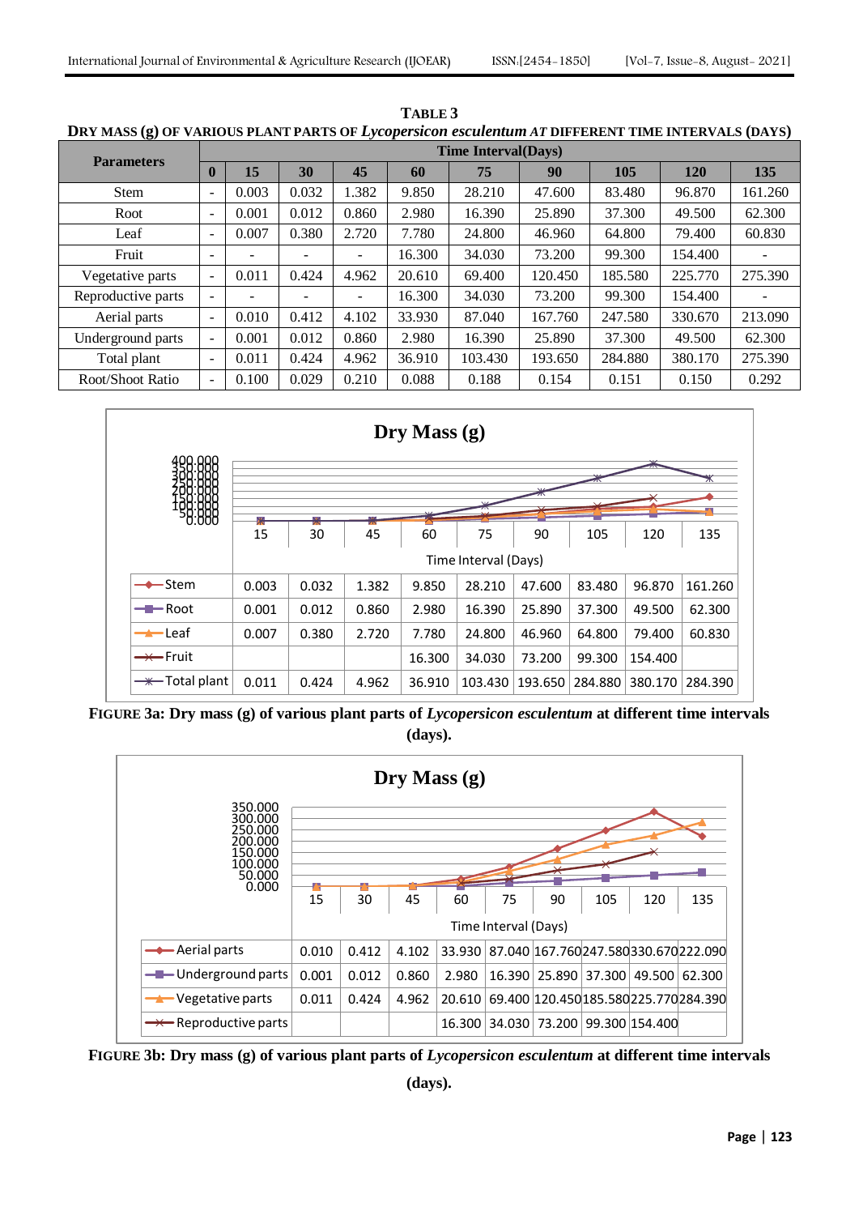**TABLE 3**

**DRY MASS (g) OF VARIOUS PLANT PARTS OF *Lycopersicon esculentum* AT DIFFERENT TIME INTERVALS (DAYS)**

| Parameters | Time Interval(Days) | | | | | | | | | |
|---|---|---|---|---|---|---|---|---|---|---|
| | **0** | **15** | **30** | **45** | **60** | **75** | **90** | **105** | **120** | **135** |
| Stem | - | 0.003 | 0.032 | 1.382 | 9.850 | 28.210 | 47.600 | 83.480 | 96.870 | 161.260 |
| Root | - | 0.001 | 0.012 | 0.860 | 2.980 | 16.390 | 25.890 | 37.300 | 49.500 | 62.300 |
| Leaf | - | 0.007 | 0.380 | 2.720 | 7.780 | 24.800 | 46.960 | 64.800 | 79.400 | 60.830 |
| Fruit | - | - | - | - | 16.300 | 34.030 | 73.200 | 99.300 | 154.400 | - |
| Vegetative parts | - | 0.011 | 0.424 | 4.962 | 20.610 | 69.400 | 120.450 | 185.580 | 225.770 | 275.390 |
| Reproductive parts | - | - | - | - | 16.300 | 34.030 | 73.200 | 99.300 | 154.400 | - |
| Aerial parts | - | 0.010 | 0.412 | 4.102 | 33.930 | 87.040 | 167.760 | 247.580 | 330.670 | 213.090 |
| Underground parts | - | 0.001 | 0.012 | 0.860 | 2.980 | 16.390 | 25.890 | 37.300 | 49.500 | 62.300 |
| Total plant | - | 0.011 | 0.424 | 4.962 | 36.910 | 103.430 | 193.650 | 284.880 | 380.170 | 275.390 |
| Root/Shoot Ratio | - | 0.100 | 0.029 | 0.210 | 0.088 | 0.188 | 0.154 | 0.151 | 0.150 | 0.292 |

**Dry Mass (g)**

| Time Interval (Days) | 15 | 30 | 45 | 60 | 75 | 90 | 105 | 120 | 135 |
|---|---|---|---|---|---|---|---|---|---|
| Stem | 0.003 | 0.032 | 1.382 | 9.850 | 28.210 | 47.600 | 83.480 | 96.870 | 161.260 |
| Root | 0.001 | 0.012 | 0.860 | 2.980 | 16.390 | 25.890 | 37.300 | 49.500 | 62.300 |
| Leaf | 0.007 | 0.380 | 2.720 | 7.780 | 24.800 | 46.960 | 64.800 | 79.400 | 60.830 |
| Fruit | | | | 16.300 | 34.030 | 73.200 | 99.300 | 154.400 | |
| Total plant | 0.011 | 0.424 | 4.962 | 36.910 | 103.430 | 193.650 | 284.880 | 380.170 | 284.390 |

**FIGURE 3a: Dry mass (g) of various plant parts of *Lycopersicon esculentum* at different time intervals (days).**

**Dry Mass (g)**

| Time Interval (Days) | 15 | 30 | 45 | 60 | 75 | 90 | 105 | 120 | 135 |
|---|---|---|---|---|---|---|---|---|---|
| Aerial parts | 0.010 | 0.412 | 4.102 | 33.930 | 87.040 | 167.760 | 247.580 | 330.670 | 222.090 |
| Underground parts | 0.001 | 0.012 | 0.860 | 2.980 | 16.390 | 25.890 | 37.300 | 49.500 | 62.300 |
| Vegetative parts | 0.011 | 0.424 | 4.962 | 20.610 | 69.400 | 120.450 | 185.580 | 225.770 | 284.390 |
| Reproductive parts | | | | 16.300 | 34.030 | 73.200 | 99.300 | 154.400 | |

**FIGURE 3b: Dry mass (g) of various plant parts of *Lycopersicon esculentum* at different time intervals (days).**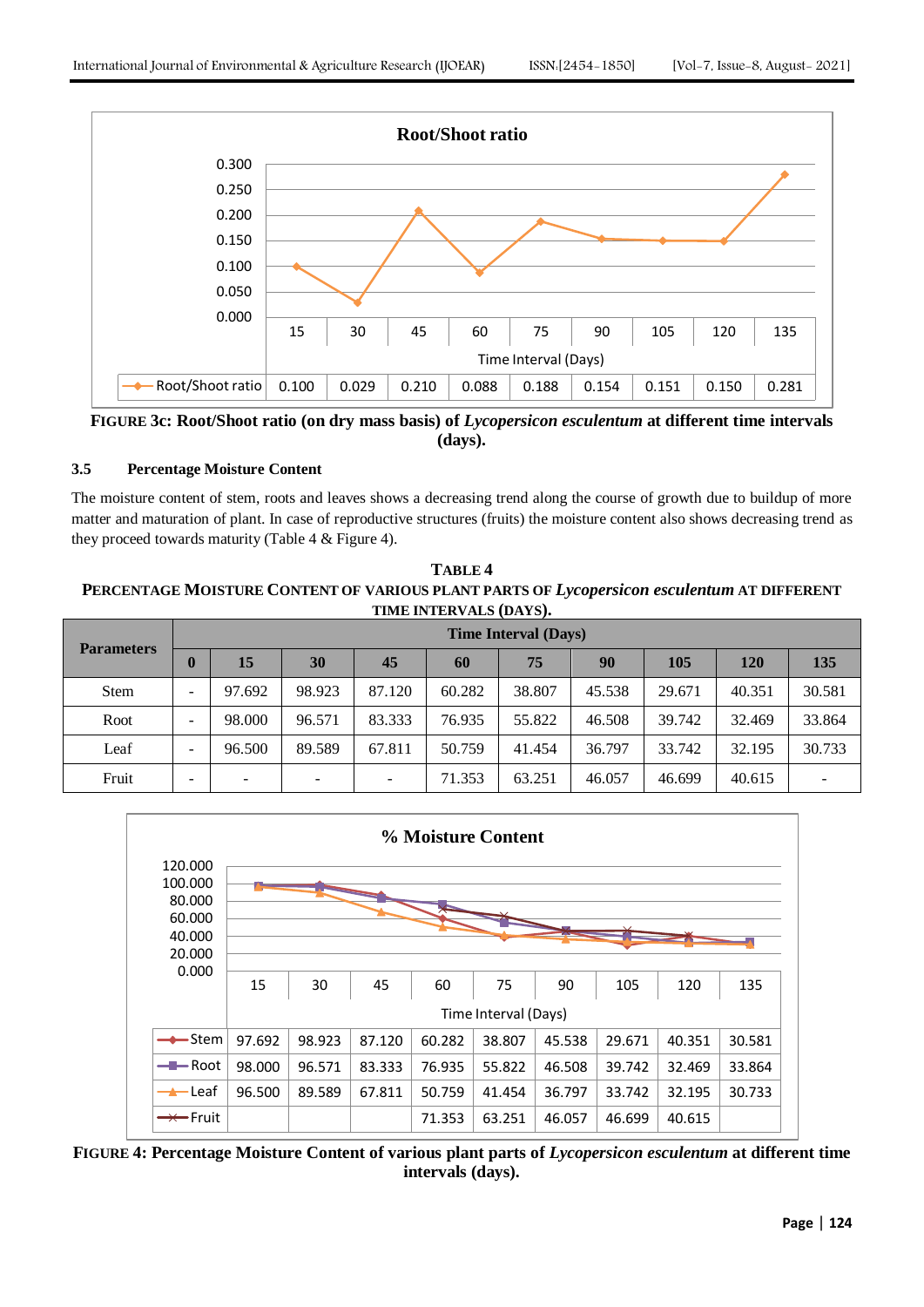**FIGURE 3c: Root/Shoot ratio (on dry mass basis) of *Lycopersicon esculentum* at different time intervals (days).**

### 3.5 Percentage Moisture Content

The moisture content of stem, roots and leaves shows a decreasing trend along the course of growth due to buildup of more matter and maturation of plant. In case of reproductive structures (fruits) the moisture content also shows decreasing trend as they proceed towards maturity (Table 4 & Figure 4).

**TABLE 4**
**PERCENTAGE MOISTURE CONTENT OF VARIOUS PLANT PARTS OF *Lycopersicon esculentum* AT DIFFERENT TIME INTERVALS (DAYS).**

| Parameters | Time Interval (Days) | | | | | | | | | |
|---|---|---|---|---|---|---|---|---|---|---|
| | 0 | 15 | 30 | 45 | 60 | 75 | 90 | 105 | 120 | 135 |
| Stem | - | 97.692 | 98.923 | 87.120 | 60.282 | 38.807 | 45.538 | 29.671 | 40.351 | 30.581 |
| Root | - | 98.000 | 96.571 | 83.333 | 76.935 | 55.822 | 46.508 | 39.742 | 32.469 | 33.864 |
| Leaf | - | 96.500 | 89.589 | 67.811 | 50.759 | 41.454 | 36.797 | 33.742 | 32.195 | 30.733 |
| Fruit | - | - | - | - | 71.353 | 63.251 | 46.057 | 46.699 | 40.615 | - |

**FIGURE 4: Percentage Moisture Content of various plant parts of *Lycopersicon esculentum* at different time intervals (days).**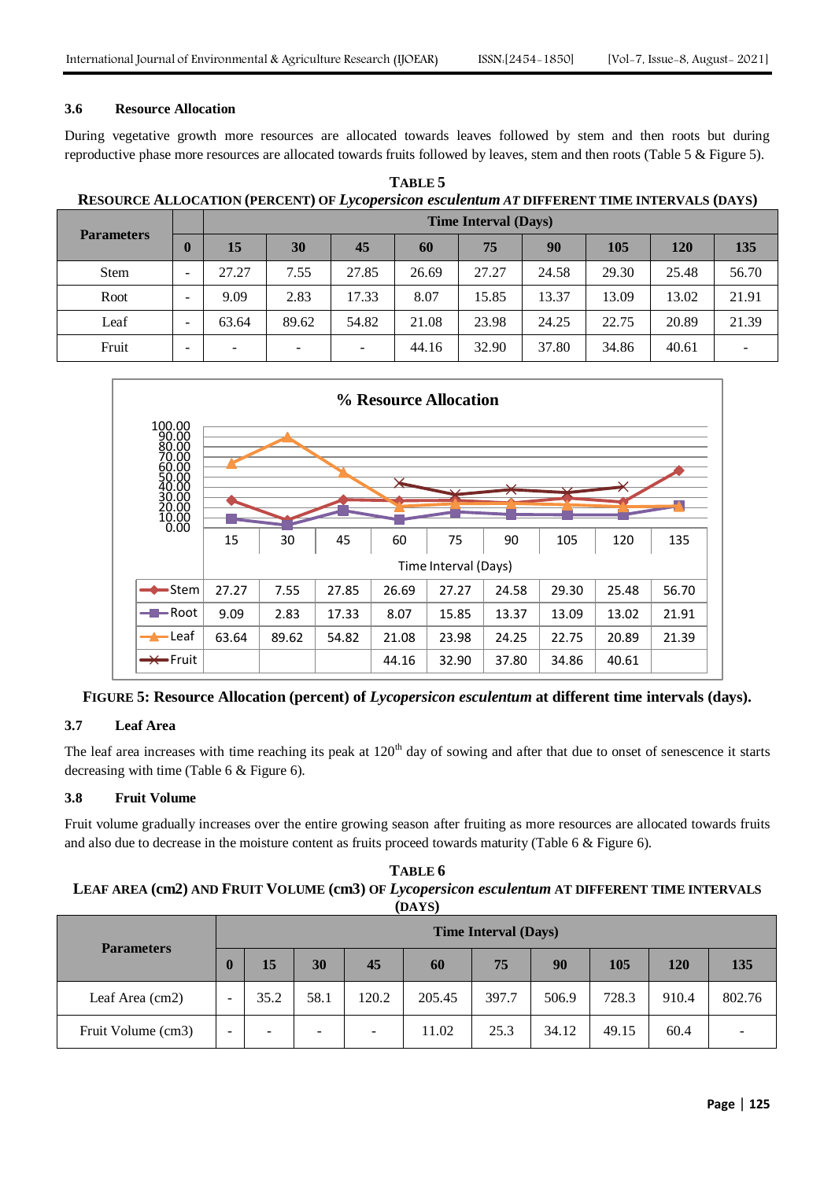### 3.6 Resource Allocation

During vegetative growth more resources are allocated towards leaves followed by stem and then roots but during reproductive phase more resources are allocated towards fruits followed by leaves, stem and then roots (Table 5 & Figure 5).

**TABLE 5**
**RESOURCE ALLOCATION (PERCENT) OF *Lycopersicon esculentum* AT DIFFERENT TIME INTERVALS (DAYS)**

| Parameters | Time Interval (Days) | | | | | | | | | |
|---|---|---|---|---|---|---|---|---|---|---|
| | 0 | 15 | 30 | 45 | 60 | 75 | 90 | 105 | 120 | 135 |
| Stem | - | 27.27 | 7.55 | 27.85 | 26.69 | 27.27 | 24.58 | 29.30 | 25.48 | 56.70 |
| Root | - | 9.09 | 2.83 | 17.33 | 8.07 | 15.85 | 13.37 | 13.09 | 13.02 | 21.91 |
| Leaf | - | 63.64 | 89.62 | 54.82 | 21.08 | 23.98 | 24.25 | 22.75 | 20.89 | 21.39 |
| Fruit | - | - | - | - | 44.16 | 32.90 | 37.80 | 34.86 | 40.61 | - |

**% Resource Allocation**

| | 15 | 30 | 45 | 60 | 75 | 90 | 105 | 120 | 135 |
|---|---|---|---|---|---|---|---|---|---|
| Stem | 27.27 | 7.55 | 27.85 | 26.69 | 27.27 | 24.58 | 29.30 | 25.48 | 56.70 |
| Root | 9.09 | 2.83 | 17.33 | 8.07 | 15.85 | 13.37 | 13.09 | 13.02 | 21.91 |
| Leaf | 63.64 | 89.62 | 54.82 | 21.08 | 23.98 | 24.25 | 22.75 | 20.89 | 21.39 |
| Fruit | | | | 44.16 | 32.90 | 37.80 | 34.86 | 40.61 | |

Time Interval (Days)

**FIGURE 5: Resource Allocation (percent) of *Lycopersicon esculentum* at different time intervals (days).**

### 3.7 Leaf Area

The leaf area increases with time reaching its peak at 120$^{th}$ day of sowing and after that due to onset of senescence it starts decreasing with time (Table 6 & Figure 6).

### 3.8 Fruit Volume

Fruit volume gradually increases over the entire growing season after fruiting as more resources are allocated towards fruits and also due to decrease in the moisture content as fruits proceed towards maturity (Table 6 & Figure 6).

**TABLE 6**
**LEAF AREA (cm2) AND FRUIT VOLUME (cm3) OF *Lycopersicon esculentum* AT DIFFERENT TIME INTERVALS (DAYS)**

| Parameters | Time Interval (Days) | | | | | | | | | |
|---|---|---|---|---|---|---|---|---|---|---|
| | 0 | 15 | 30 | 45 | 60 | 75 | 90 | 105 | 120 | 135 |
| Leaf Area (cm2) | - | 35.2 | 58.1 | 120.2 | 205.45 | 397.7 | 506.9 | 728.3 | 910.4 | 802.76 |
| Fruit Volume (cm3) | - | - | - | - | 11.02 | 25.3 | 34.12 | 49.15 | 60.4 | - |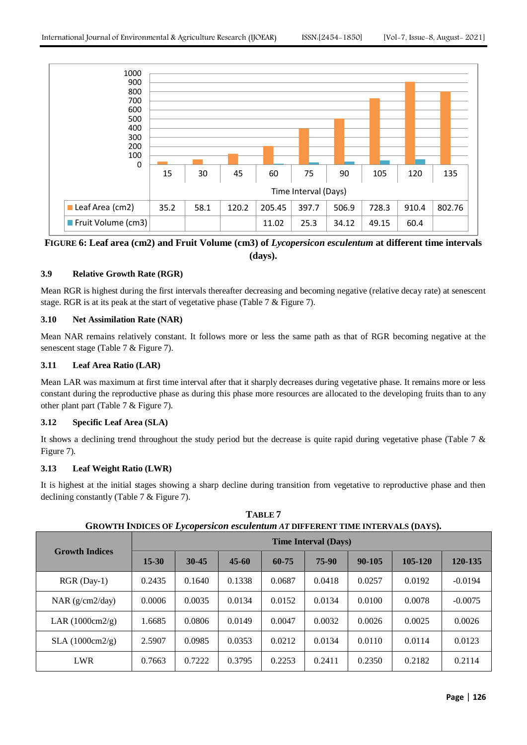| Time Interval (Days) | 15 | 30 | 45 | 60 | 75 | 90 | 105 | 120 | 135 |
|---|---|---|---|---|---|---|---|---|---|
| Leaf Area (cm2) | 35.2 | 58.1 | 120.2 | 205.45 | 397.7 | 506.9 | 728.3 | 910.4 | 802.76 |
| Fruit Volume (cm3) | | | | 11.02 | 25.3 | 34.12 | 49.15 | 60.4 | |

**FIGURE 6: Leaf area (cm2) and Fruit Volume (cm3) of *Lycopersicon esculentum* at different time intervals (days).**

### 3.9 Relative Growth Rate (RGR)

Mean RGR is highest during the first intervals thereafter decreasing and becoming negative (relative decay rate) at senescent stage. RGR is at its peak at the start of vegetative phase (Table 7 & Figure 7).

### 3.10 Net Assimilation Rate (NAR)

Mean NAR remains relatively constant. It follows more or less the same path as that of RGR becoming negative at the senescent stage (Table 7 & Figure 7).

### 3.11 Leaf Area Ratio (LAR)

Mean LAR was maximum at first time interval after that it sharply decreases during vegetative phase. It remains more or less constant during the reproductive phase as during this phase more resources are allocated to the developing fruits than to any other plant part (Table 7 & Figure 7).

### 3.12 Specific Leaf Area (SLA)

It shows a declining trend throughout the study period but the decrease is quite rapid during vegetative phase (Table 7 & Figure 7).

### 3.13 Leaf Weight Ratio (LWR)

It is highest at the initial stages showing a sharp decline during transition from vegetative to reproductive phase and then declining constantly (Table 7 & Figure 7).

**TABLE 7**
**GROWTH INDICES OF *Lycopersicon esculentum* AT DIFFERENT TIME INTERVALS (DAYS).**

| Growth Indices | Time Interval (Days) | | | | | | | |
|---|---|---|---|---|---|---|---|---|
| | 15-30 | 30-45 | 45-60 | 60-75 | 75-90 | 90-105 | 105-120 | 120-135 |
| RGR (Day-1) | 0.2435 | 0.1640 | 0.1338 | 0.0687 | 0.0418 | 0.0257 | 0.0192 | -0.0194 |
| NAR (g/cm2/day) | 0.0006 | 0.0035 | 0.0134 | 0.0152 | 0.0134 | 0.0100 | 0.0078 | -0.0075 |
| LAR (1000cm2/g) | 1.6685 | 0.0806 | 0.0149 | 0.0047 | 0.0032 | 0.0026 | 0.0025 | 0.0026 |
| SLA (1000cm2/g) | 2.5907 | 0.0985 | 0.0353 | 0.0212 | 0.0134 | 0.0110 | 0.0114 | 0.0123 |
| LWR | 0.7663 | 0.7222 | 0.3795 | 0.2253 | 0.2411 | 0.2350 | 0.2182 | 0.2114 |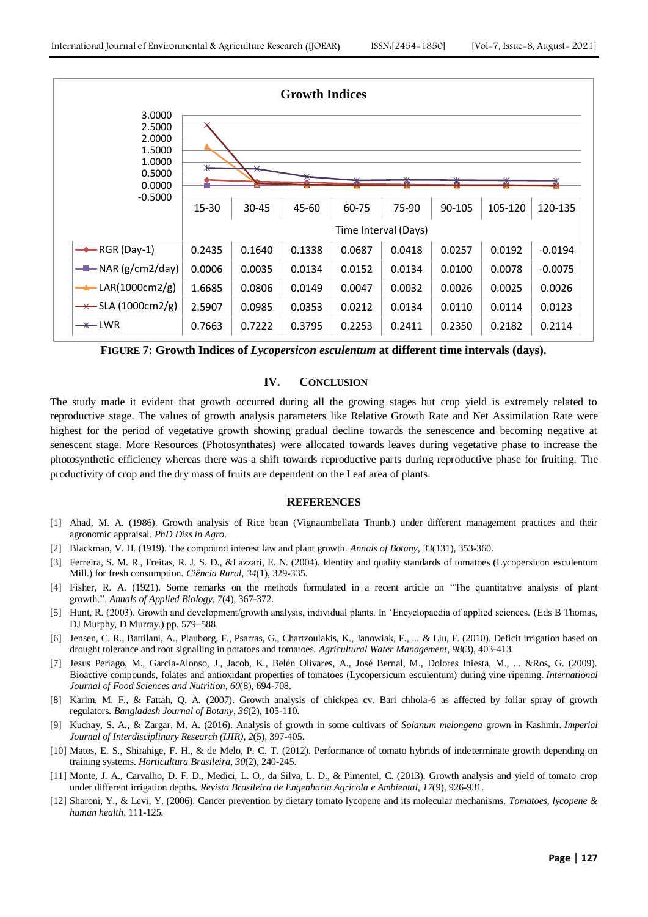**Growth Indices**

| Time Interval (Days) | 15-30 | 30-45 | 45-60 | 60-75 | 75-90 | 90-105 | 105-120 | 120-135 |
|---|---|---|---|---|---|---|---|---|
| RGR (Day-1) | 0.2435 | 0.1640 | 0.1338 | 0.0687 | 0.0418 | 0.0257 | 0.0192 | -0.0194 |
| NAR (g/cm2/day) | 0.0006 | 0.0035 | 0.0134 | 0.0152 | 0.0134 | 0.0100 | 0.0078 | -0.0075 |
| LAR(1000cm2/g) | 1.6685 | 0.0806 | 0.0149 | 0.0047 | 0.0032 | 0.0026 | 0.0025 | 0.0026 |
| SLA (1000cm2/g) | 2.5907 | 0.0985 | 0.0353 | 0.0212 | 0.0134 | 0.0110 | 0.0114 | 0.0123 |
| LWR | 0.7663 | 0.7222 | 0.3795 | 0.2253 | 0.2411 | 0.2350 | 0.2182 | 0.2114 |

**FIGURE 7: Growth Indices of *Lycopersicon esculentum* at different time intervals (days).**

## IV. CONCLUSION

The study made it evident that growth occurred during all the growing stages but crop yield is extremely related to reproductive stage. The values of growth analysis parameters like Relative Growth Rate and Net Assimilation Rate were highest for the period of vegetative growth showing gradual decline towards the senescence and becoming negative at senescent stage. More Resources (Photosynthates) were allocated towards leaves during vegetative phase to increase the photosynthetic efficiency whereas there was a shift towards reproductive parts during reproductive phase for fruiting. The productivity of crop and the dry mass of fruits are dependent on the Leaf area of plants.

## REFERENCES

[1] Ahad, M. A. (1986). Growth analysis of Rice bean (Vignaumbellata Thunb.) under different management practices and their agronomic appraisal. *PhD Diss in Agro*.

[2] Blackman, V. H. (1919). The compound interest law and plant growth. *Annals of Botany*, *33*(131), 353-360.

[3] Ferreira, S. M. R., Freitas, R. J. S. D., &Lazzari, E. N. (2004). Identity and quality standards of tomatoes (Lycopersicon esculentum Mill.) for fresh consumption. *Ciência Rural*, *34*(1), 329-335.

[4] Fisher, R. A. (1921). Some remarks on the methods formulated in a recent article on "The quantitative analysis of plant growth.". *Annals of Applied Biology, 7*(4), 367-372.

[5] Hunt, R. (2003). Growth and development/growth analysis, individual plants. In 'Encyclopaedia of applied sciences. (Eds B Thomas, DJ Murphy, D Murray.) pp. 579–588.

[6] Jensen, C. R., Battilani, A., Plauborg, F., Psarras, G., Chartzoulakis, K., Janowiak, F., ... & Liu, F. (2010). Deficit irrigation based on drought tolerance and root signalling in potatoes and tomatoes. *Agricultural Water Management*, *98*(3), 403-413.

[7] Jesus Periago, M., García-Alonso, J., Jacob, K., Belén Olivares, A., José Bernal, M., Dolores Iniesta, M., ... &Ros, G. (2009). Bioactive compounds, folates and antioxidant properties of tomatoes (Lycopersicum esculentum) during vine ripening. *International Journal of Food Sciences and Nutrition*, *60*(8), 694-708.

[8] Karim, M. F., & Fattah, Q. A. (2007). Growth analysis of chickpea cv. Bari chhola-6 as affected by foliar spray of growth regulators. *Bangladesh Journal of Botany*, *36*(2), 105-110.

[9] Kuchay, S. A., & Zargar, M. A. (2016). Analysis of growth in some cultivars of *Solanum melongena* grown in Kashmir. *Imperial Journal of Interdisciplinary Research (IJIR), 2*(5), 397-405.

[10] Matos, E. S., Shirahige, F. H., & de Melo, P. C. T. (2012). Performance of tomato hybrids of indeterminate growth depending on training systems. *Horticultura Brasileira*, *30*(2), 240-245.

[11] Monte, J. A., Carvalho, D. F. D., Medici, L. O., da Silva, L. D., & Pimentel, C. (2013). Growth analysis and yield of tomato crop under different irrigation depths. *Revista Brasileira de Engenharia Agrícola e Ambiental*, *17*(9), 926-931.

[12] Sharoni, Y., & Levi, Y. (2006). Cancer prevention by dietary tomato lycopene and its molecular mechanisms. *Tomatoes, lycopene & human health*, 111-125.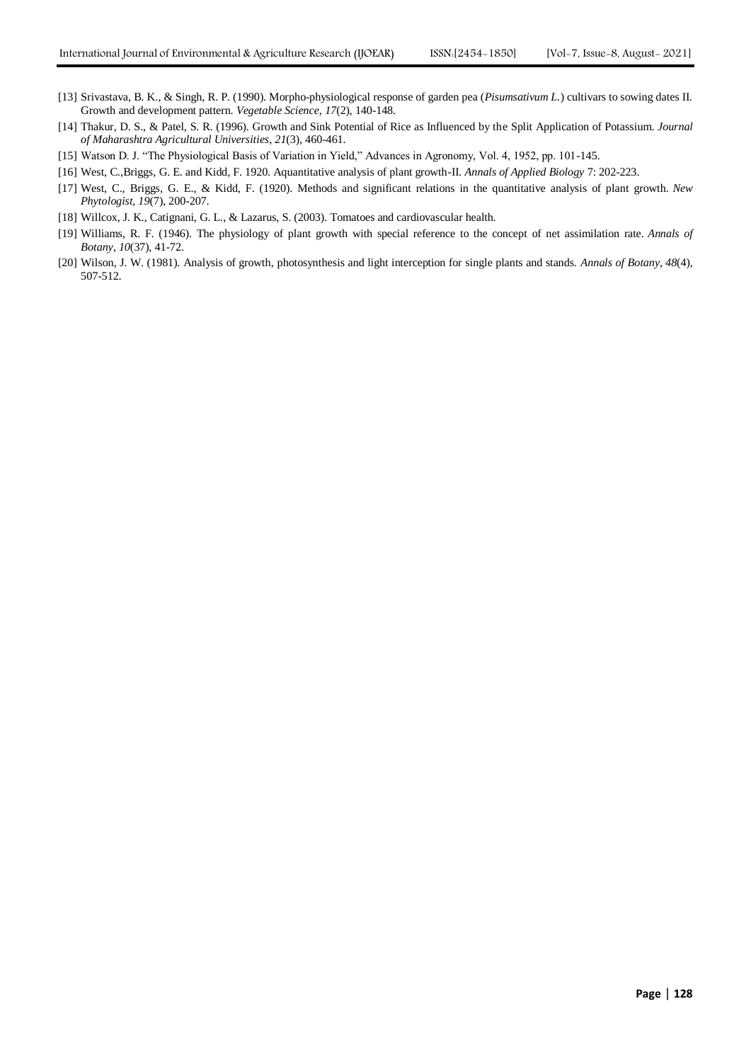[13] Srivastava, B. K., & Singh, R. P. (1990). Morpho-physiological response of garden pea (*Pisumsativum L.*) cultivars to sowing dates II. Growth and development pattern. *Vegetable Science, 17*(2), 140-148.

[14] Thakur, D. S., & Patel, S. R. (1996). Growth and Sink Potential of Rice as Influenced by the Split Application of Potassium. *Journal of Maharashtra Agricultural Universities*, *21*(3), 460-461.

[15] Watson D. J. "The Physiological Basis of Variation in Yield," Advances in Agronomy, Vol. 4, 1952, pp. 101-145.

[16] West, C.,Briggs, G. E. and Kidd, F. 1920. Aquantitative analysis of plant growth-II. *Annals of Applied Biology* 7: 202-223.

[17] West, C., Briggs, G. E., & Kidd, F. (1920). Methods and significant relations in the quantitative analysis of plant growth. *New Phytologist*, *19*(7), 200-207.

[18] Willcox, J. K., Catignani, G. L., & Lazarus, S. (2003). Tomatoes and cardiovascular health.

[19] Williams, R. F. (1946). The physiology of plant growth with special reference to the concept of net assimilation rate. *Annals of Botany*, *10*(37), 41-72.

[20] Wilson, J. W. (1981). Analysis of growth, photosynthesis and light interception for single plants and stands. *Annals of Botany*, *48*(4), 507-512.